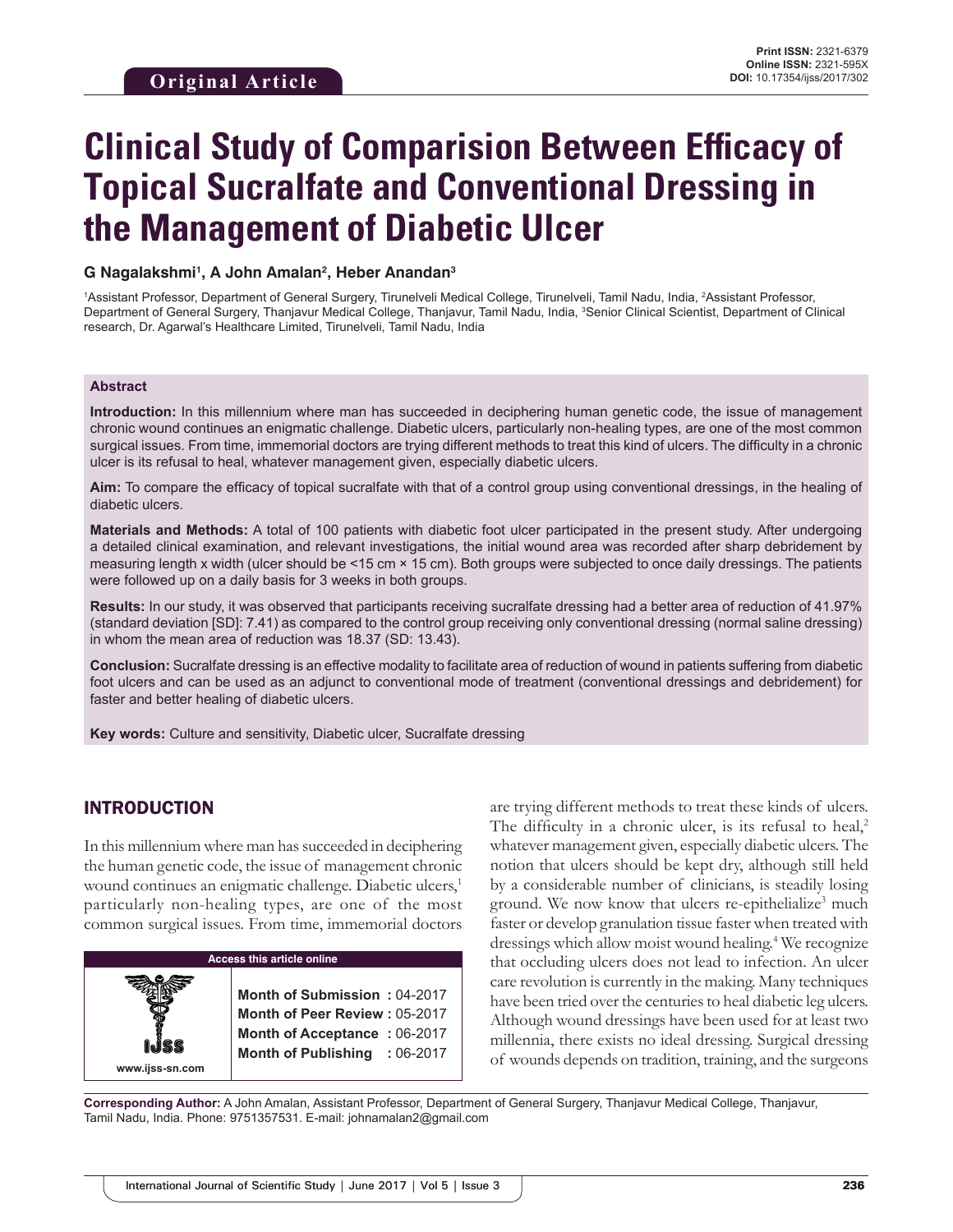Original Article

Print ISSN: 2321-6379
Online ISSN: 2321-595X
DOI: 10.17354/ijss/2017/302

# Clinical Study of Comparision Between Efficacy of Topical Sucralfate and Conventional Dressing in the Management of Diabetic Ulcer

**G Nagalakshmi[1], A John Amalan[2], Heber Anandan[3]**

[1]Assistant Professor, Department of General Surgery, Tirunelveli Medical College, Tirunelveli, Tamil Nadu, India, [2]Assistant Professor, Department of General Surgery, Thanjavur Medical College, Thanjavur, Tamil Nadu, India, [3]Senior Clinical Scientist, Department of Clinical research, Dr. Agarwal's Healthcare Limited, Tirunelveli, Tamil Nadu, India

### Abstract

**Introduction:** In this millennium where man has succeeded in deciphering human genetic code, the issue of management chronic wound continues an enigmatic challenge. Diabetic ulcers, particularly non-healing types, are one of the most common surgical issues. From time, immemorial doctors are trying different methods to treat this kind of ulcers. The difficulty in a chronic ulcer is its refusal to heal, whatever management given, especially diabetic ulcers.

**Aim:** To compare the efficacy of topical sucralfate with that of a control group using conventional dressings, in the healing of diabetic ulcers.

**Materials and Methods:** A total of 100 patients with diabetic foot ulcer participated in the present study. After undergoing a detailed clinical examination, and relevant investigations, the initial wound area was recorded after sharp debridement by measuring length x width (ulcer should be <15 cm × 15 cm). Both groups were subjected to once daily dressings. The patients were followed up on a daily basis for 3 weeks in both groups.

**Results:** In our study, it was observed that participants receiving sucralfate dressing had a better area of reduction of 41.97% (standard deviation [SD]: 7.41) as compared to the control group receiving only conventional dressing (normal saline dressing) in whom the mean area of reduction was 18.37 (SD: 13.43).

**Conclusion:** Sucralfate dressing is an effective modality to facilitate area of reduction of wound in patients suffering from diabetic foot ulcers and can be used as an adjunct to conventional mode of treatment (conventional dressings and debridement) for faster and better healing of diabetic ulcers.

**Key words:** Culture and sensitivity, Diabetic ulcer, Sucralfate dressing

## INTRODUCTION

In this millennium where man has succeeded in deciphering the human genetic code, the issue of management chronic wound continues an enigmatic challenge. Diabetic ulcers,[1] particularly non-healing types, are one of the most common surgical issues. From time, immemorial doctors are trying different methods to treat these kinds of ulcers. The difficulty in a chronic ulcer, is its refusal to heal,[2] whatever management given, especially diabetic ulcers. The notion that ulcers should be kept dry, although still held by a considerable number of clinicians, is steadily losing ground. We now know that ulcers re-epithelialize[3] much faster or develop granulation tissue faster when treated with dressings which allow moist wound healing.[4] We recognize that occluding ulcers does not lead to infection. An ulcer care revolution is currently in the making. Many techniques have been tried over the centuries to heal diabetic leg ulcers. Although wound dressings have been used for at least two millennia, there exists no ideal dressing. Surgical dressing of wounds depends on tradition, training, and the surgeons

| Access this article online | |
|---|---|
| www.ijss-sn.com | **Month of Submission :** 04-2017<br>**Month of Peer Review :** 05-2017<br>**Month of Acceptance :** 06-2017<br>**Month of Publishing :** 06-2017 |

**Corresponding Author:** A John Amalan, Assistant Professor, Department of General Surgery, Thanjavur Medical College, Thanjavur, Tamil Nadu, India. Phone: 9751357531. E-mail: johnamalan2@gmail.com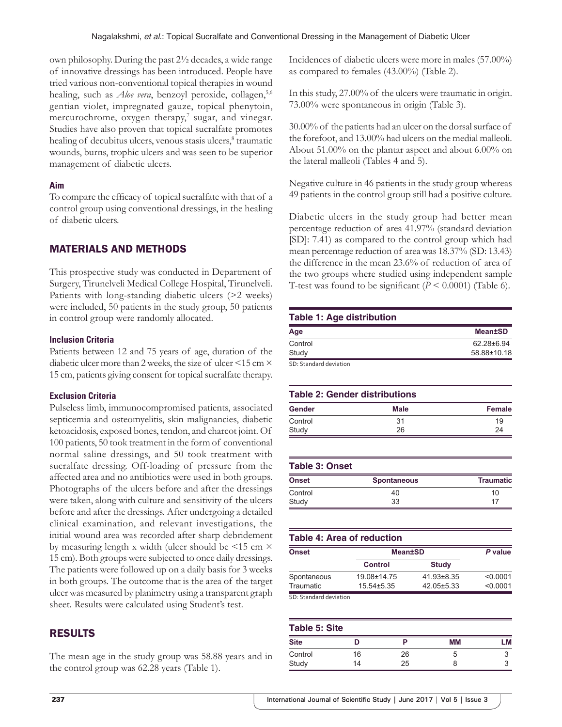own philosophy. During the past 2½ decades, a wide range of innovative dressings has been introduced. People have tried various non-conventional topical therapies in wound healing, such as *Aloe vera*, benzoyl peroxide, collagen,[5,6] gentian violet, impregnated gauze, topical phenytoin, mercurochrome, oxygen therapy,[7] sugar, and vinegar. Studies have also proven that topical sucralfate promotes healing of decubitus ulcers, venous stasis ulcers,[8] traumatic wounds, burns, trophic ulcers and was seen to be superior management of diabetic ulcers.

### Aim

To compare the efficacy of topical sucralfate with that of a control group using conventional dressings, in the healing of diabetic ulcers.

## MATERIALS AND METHODS

This prospective study was conducted in Department of Surgery, Tirunelveli Medical College Hospital, Tirunelveli. Patients with long-standing diabetic ulcers (>2 weeks) were included, 50 patients in the study group, 50 patients in control group were randomly allocated.

### Inclusion Criteria

Patients between 12 and 75 years of age, duration of the diabetic ulcer more than 2 weeks, the size of ulcer <15 cm × 15 cm, patients giving consent for topical sucralfate therapy.

### Exclusion Criteria

Pulseless limb, immunocompromised patients, associated septicemia and osteomyelitis, skin malignancies, diabetic ketoacidosis, exposed bones, tendon, and charcot joint. Of 100 patients, 50 took treatment in the form of conventional normal saline dressings, and 50 took treatment with sucralfate dressing. Off-loading of pressure from the affected area and no antibiotics were used in both groups. Photographs of the ulcers before and after the dressings were taken, along with culture and sensitivity of the ulcers before and after the dressings. After undergoing a detailed clinical examination, and relevant investigations, the initial wound area was recorded after sharp debridement by measuring length x width (ulcer should be <15 cm × 15 cm). Both groups were subjected to once daily dressings. The patients were followed up on a daily basis for 3 weeks in both groups. The outcome that is the area of the target ulcer was measured by planimetry using a transparent graph sheet. Results were calculated using Student's test.

## RESULTS

The mean age in the study group was 58.88 years and in the control group was 62.28 years (Table 1).

Incidences of diabetic ulcers were more in males (57.00%) as compared to females (43.00%) (Table 2).

In this study, 27.00% of the ulcers were traumatic in origin. 73.00% were spontaneous in origin (Table 3).

30.00% of the patients had an ulcer on the dorsal surface of the forefoot, and 13.00% had ulcers on the medial malleoli. About 51.00% on the plantar aspect and about 6.00% on the lateral malleoli (Tables 4 and 5).

Negative culture in 46 patients in the study group whereas 49 patients in the control group still had a positive culture.

Diabetic ulcers in the study group had better mean percentage reduction of area 41.97% (standard deviation [SD]: 7.41) as compared to the control group which had mean percentage reduction of area was 18.37% (SD: 13.43) the difference in the mean 23.6% of reduction of area of the two groups where studied using independent sample T-test was found to be significant ($P < 0.0001$) (Table 6).

**Table 1: Age distribution**

| Age | Mean±SD |
|---|---|
| Control | 62.28±6.94 |
| Study | 58.88±10.18 |

SD: Standard deviation

**Table 2: Gender distributions**

| Gender | Male | Female |
|---|---|---|
| Control | 31 | 19 |
| Study | 26 | 24 |

**Table 3: Onset**

| Onset | Spontaneous | Traumatic |
|---|---|---|
| Control | 40 | 10 |
| Study | 33 | 17 |

**Table 4: Area of reduction**

| Onset | Mean±SD | | P value |
|---|---|---|---|
| | Control | Study | |
| Spontaneous | 19.08±14.75 | 41.93±8.35 | <0.0001 |
| Traumatic | 15.54±5.35 | 42.05±5.33 | <0.0001 |

SD: Standard deviation

**Table 5: Site**

| Site | D | P | MM | LM |
|---|---|---|---|---|
| Control | 16 | 26 | 5 | 3 |
| Study | 14 | 25 | 8 | 3 |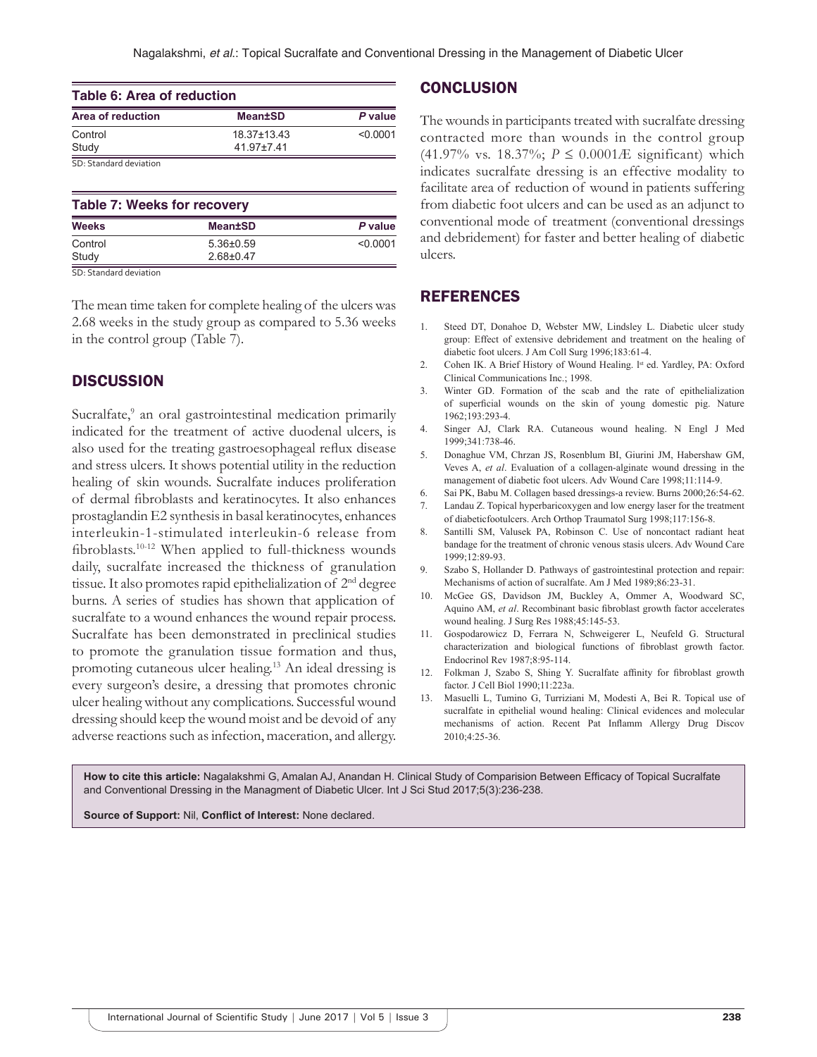**Table 6: Area of reduction**

| Area of reduction | Mean±SD | *P* value |
|---|---|---|
| Control | 18.37±13.43 | <0.0001 |
| Study | 41.97±7.41 | |

SD: Standard deviation

**Table 7: Weeks for recovery**

| Weeks | Mean±SD | *P* value |
|---|---|---|
| Control | 5.36±0.59 | <0.0001 |
| Study | 2.68±0.47 | |

SD: Standard deviation

The mean time taken for complete healing of the ulcers was 2.68 weeks in the study group as compared to 5.36 weeks in the control group (Table 7).

## DISCUSSION

Sucralfate,[9] an oral gastrointestinal medication primarily indicated for the treatment of active duodenal ulcers, is also used for the treating gastroesophageal reflux disease and stress ulcers. It shows potential utility in the reduction healing of skin wounds. Sucralfate induces proliferation of dermal fibroblasts and keratinocytes. It also enhances prostaglandin E2 synthesis in basal keratinocytes, enhances interleukin-1-stimulated interleukin-6 release from fibroblasts.[10-12] When applied to full-thickness wounds daily, sucralfate increased the thickness of granulation tissue. It also promotes rapid epithelialization of 2nd degree burns. A series of studies has shown that application of sucralfate to a wound enhances the wound repair process. Sucralfate has been demonstrated in preclinical studies to promote the granulation tissue formation and thus, promoting cutaneous ulcer healing.[13] An ideal dressing is every surgeon's desire, a dressing that promotes chronic ulcer healing without any complications. Successful wound dressing should keep the wound moist and be devoid of any adverse reactions such as infection, maceration, and allergy.

## CONCLUSION

The wounds in participants treated with sucralfate dressing contracted more than wounds in the control group (41.97% vs. 18.37%; $P \leq 0.0001$Æ significant) which indicates sucralfate dressing is an effective modality to facilitate area of reduction of wound in patients suffering from diabetic foot ulcers and can be used as an adjunct to conventional mode of treatment (conventional dressings and debridement) for faster and better healing of diabetic ulcers.

## REFERENCES

1. Steed DT, Donahoe D, Webster MW, Lindsley L. Diabetic ulcer study group: Effect of extensive debridement and treatment on the healing of diabetic foot ulcers. J Am Coll Surg 1996;183:61-4.
2. Cohen IK. A Brief History of Wound Healing. 1st ed. Yardley, PA: Oxford Clinical Communications Inc.; 1998.
3. Winter GD. Formation of the scab and the rate of epithelialization of superficial wounds on the skin of young domestic pig. Nature 1962;193:293-4.
4. Singer AJ, Clark RA. Cutaneous wound healing. N Engl J Med 1999;341:738-46.
5. Donaghue VM, Chrzan JS, Rosenblum BI, Giurini JM, Habershaw GM, Veves A, *et al*. Evaluation of a collagen-alginate wound dressing in the management of diabetic foot ulcers. Adv Wound Care 1998;11:114-9.
6. Sai PK, Babu M. Collagen based dressings-a review. Burns 2000;26:54-62.
7. Landau Z. Topical hyperbaricoxygen and low energy laser for the treatment of diabeticfootulcers. Arch Orthop Traumatol Surg 1998;117:156-8.
8. Santilli SM, Valusek PA, Robinson C. Use of noncontact radiant heat bandage for the treatment of chronic venous stasis ulcers. Adv Wound Care 1999;12:89-93.
9. Szabo S, Hollander D. Pathways of gastrointestinal protection and repair: Mechanisms of action of sucralfate. Am J Med 1989;86:23-31.
10. McGee GS, Davidson JM, Buckley A, Ommer A, Woodward SC, Aquino AM, *et al*. Recombinant basic fibroblast growth factor accelerates wound healing. J Surg Res 1988;45:145-53.
11. Gospodarowicz D, Ferrara N, Schweigerer L, Neufeld G. Structural characterization and biological functions of fibroblast growth factor. Endocrinol Rev 1987;8:95-114.
12. Folkman J, Szabo S, Shing Y. Sucralfate affinity for fibroblast growth factor. J Cell Biol 1990;11:223a.
13. Masuelli L, Tumino G, Turriziani M, Modesti A, Bei R. Topical use of sucralfate in epithelial wound healing: Clinical evidences and molecular mechanisms of action. Recent Pat Inflamm Allergy Drug Discov 2010;4:25-36.

**How to cite this article:** Nagalakshmi G, Amalan AJ, Anandan H. Clinical Study of Comparision Between Efficacy of Topical Sucralfate and Conventional Dressing in the Managment of Diabetic Ulcer. Int J Sci Stud 2017;5(3):236-238.

**Source of Support:** Nil, **Conflict of Interest:** None declared.